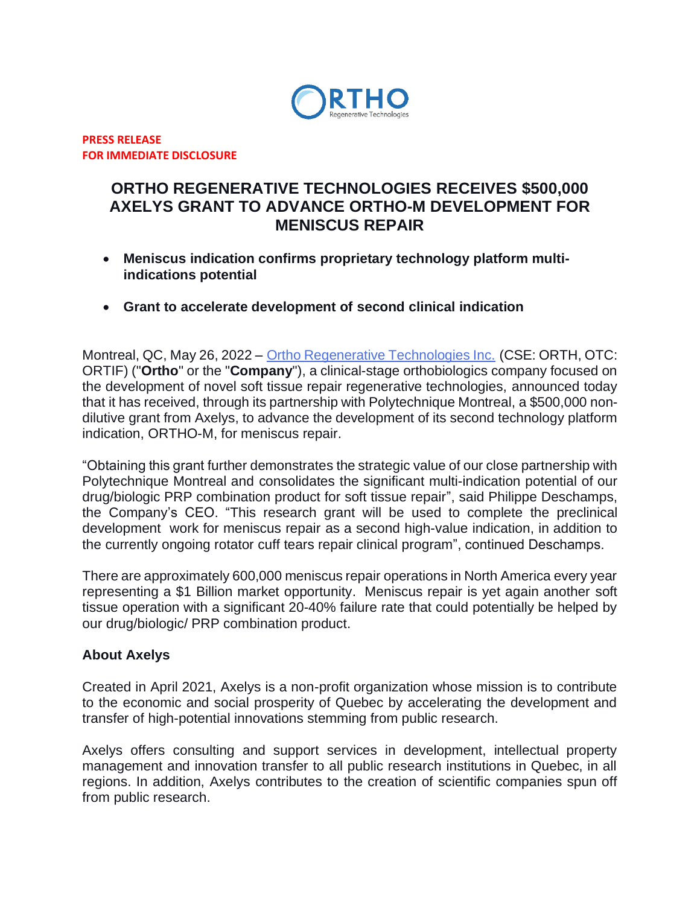ORTHO
Regenerative Technologies

**PRESS RELEASE**
**FOR IMMEDIATE DISCLOSURE**

# ORTHO REGENERATIVE TECHNOLOGIES RECEIVES $500,000 AXELYS GRANT TO ADVANCE ORTHO-M DEVELOPMENT FOR MENISCUS REPAIR

- **Meniscus indication confirms proprietary technology platform multi-indications potential**
- **Grant to accelerate development of second clinical indication**

Montreal, QC, May 26, 2022 – Ortho Regenerative Technologies Inc. (CSE: ORTH, OTC: ORTIF) ("**Ortho**" or the "**Company**"), a clinical-stage orthobiologics company focused on the development of novel soft tissue repair regenerative technologies, announced today that it has received, through its partnership with Polytechnique Montreal, a $500,000 non-dilutive grant from Axelys, to advance the development of its second technology platform indication, ORTHO-M, for meniscus repair.

"Obtaining this grant further demonstrates the strategic value of our close partnership with Polytechnique Montreal and consolidates the significant multi-indication potential of our drug/biologic PRP combination product for soft tissue repair", said Philippe Deschamps, the Company's CEO. "This research grant will be used to complete the preclinical development work for meniscus repair as a second high-value indication, in addition to the currently ongoing rotator cuff tears repair clinical program", continued Deschamps.

There are approximately 600,000 meniscus repair operations in North America every year representing a $1 Billion market opportunity. Meniscus repair is yet again another soft tissue operation with a significant 20-40% failure rate that could potentially be helped by our drug/biologic/ PRP combination product.

### About Axelys

Created in April 2021, Axelys is a non-profit organization whose mission is to contribute to the economic and social prosperity of Quebec by accelerating the development and transfer of high-potential innovations stemming from public research.

Axelys offers consulting and support services in development, intellectual property management and innovation transfer to all public research institutions in Quebec, in all regions. In addition, Axelys contributes to the creation of scientific companies spun off from public research.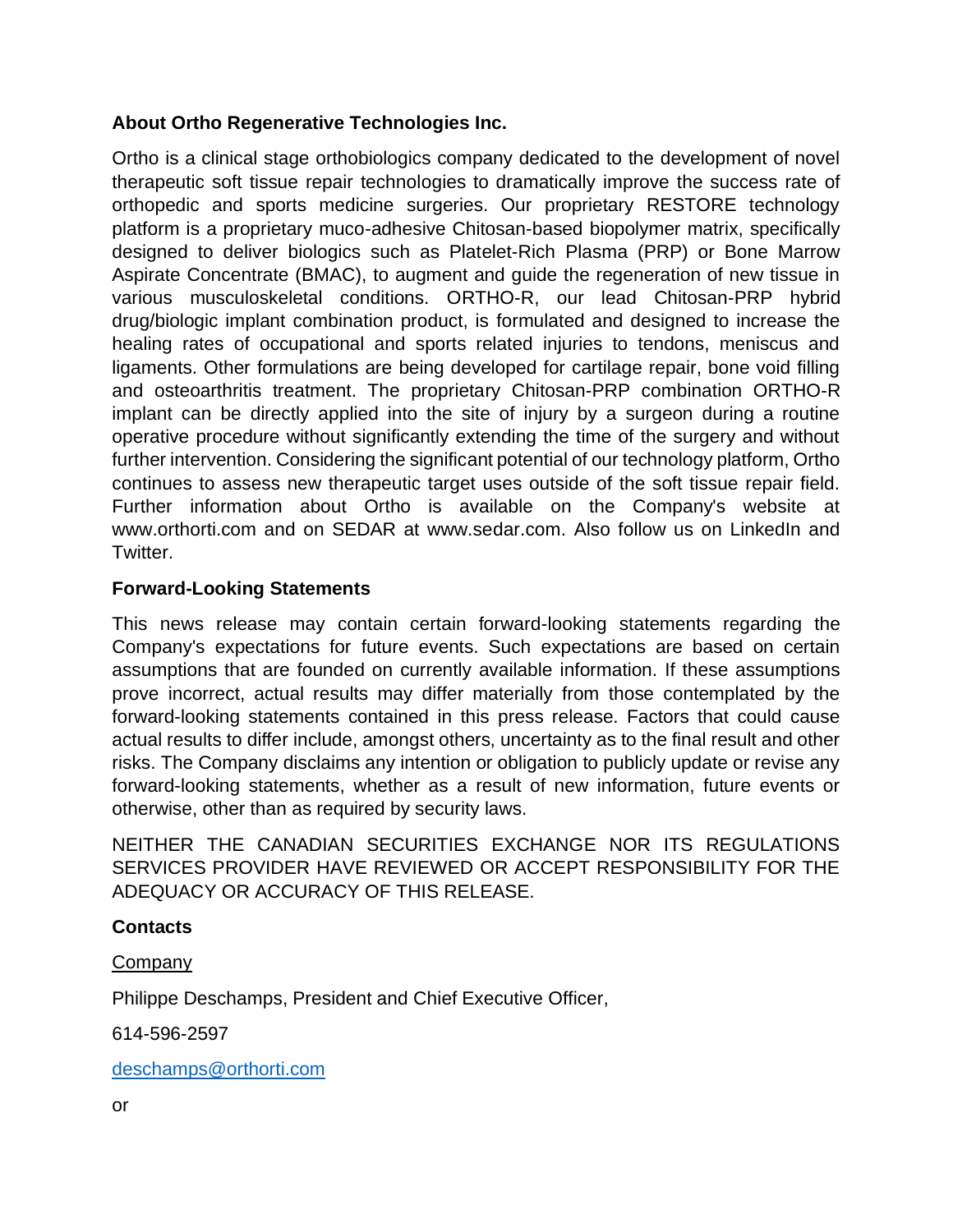## About Ortho Regenerative Technologies Inc.

Ortho is a clinical stage orthobiologics company dedicated to the development of novel therapeutic soft tissue repair technologies to dramatically improve the success rate of orthopedic and sports medicine surgeries. Our proprietary RESTORE technology platform is a proprietary muco-adhesive Chitosan-based biopolymer matrix, specifically designed to deliver biologics such as Platelet-Rich Plasma (PRP) or Bone Marrow Aspirate Concentrate (BMAC), to augment and guide the regeneration of new tissue in various musculoskeletal conditions. ORTHO-R, our lead Chitosan-PRP hybrid drug/biologic implant combination product, is formulated and designed to increase the healing rates of occupational and sports related injuries to tendons, meniscus and ligaments. Other formulations are being developed for cartilage repair, bone void filling and osteoarthritis treatment. The proprietary Chitosan-PRP combination ORTHO-R implant can be directly applied into the site of injury by a surgeon during a routine operative procedure without significantly extending the time of the surgery and without further intervention. Considering the significant potential of our technology platform, Ortho continues to assess new therapeutic target uses outside of the soft tissue repair field. Further information about Ortho is available on the Company's website at www.orthorti.com and on SEDAR at www.sedar.com. Also follow us on LinkedIn and Twitter.

## Forward-Looking Statements

This news release may contain certain forward-looking statements regarding the Company's expectations for future events. Such expectations are based on certain assumptions that are founded on currently available information. If these assumptions prove incorrect, actual results may differ materially from those contemplated by the forward-looking statements contained in this press release. Factors that could cause actual results to differ include, amongst others, uncertainty as to the final result and other risks. The Company disclaims any intention or obligation to publicly update or revise any forward-looking statements, whether as a result of new information, future events or otherwise, other than as required by security laws.

NEITHER THE CANADIAN SECURITIES EXCHANGE NOR ITS REGULATIONS SERVICES PROVIDER HAVE REVIEWED OR ACCEPT RESPONSIBILITY FOR THE ADEQUACY OR ACCURACY OF THIS RELEASE.

## Contacts

Company

Philippe Deschamps, President and Chief Executive Officer,

614-596-2597

deschamps@orthorti.com

or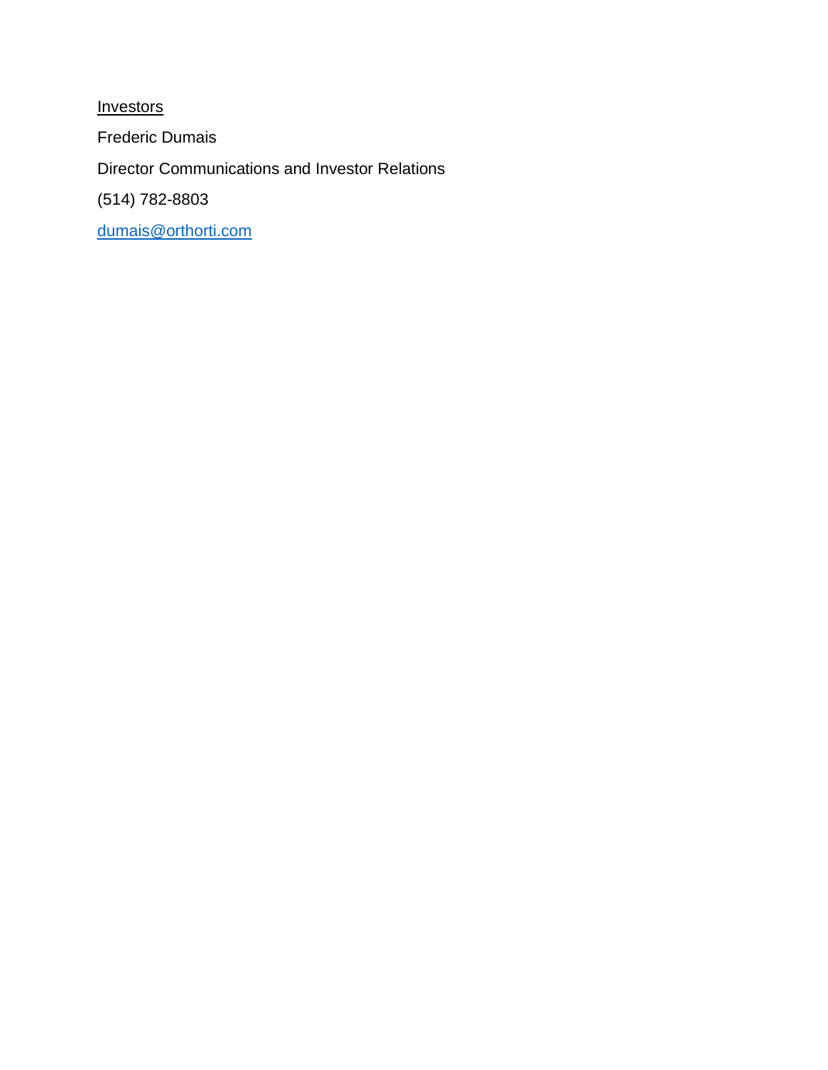Investors

Frederic Dumais

Director Communications and Investor Relations

(514) 782-8803

dumais@orthorti.com